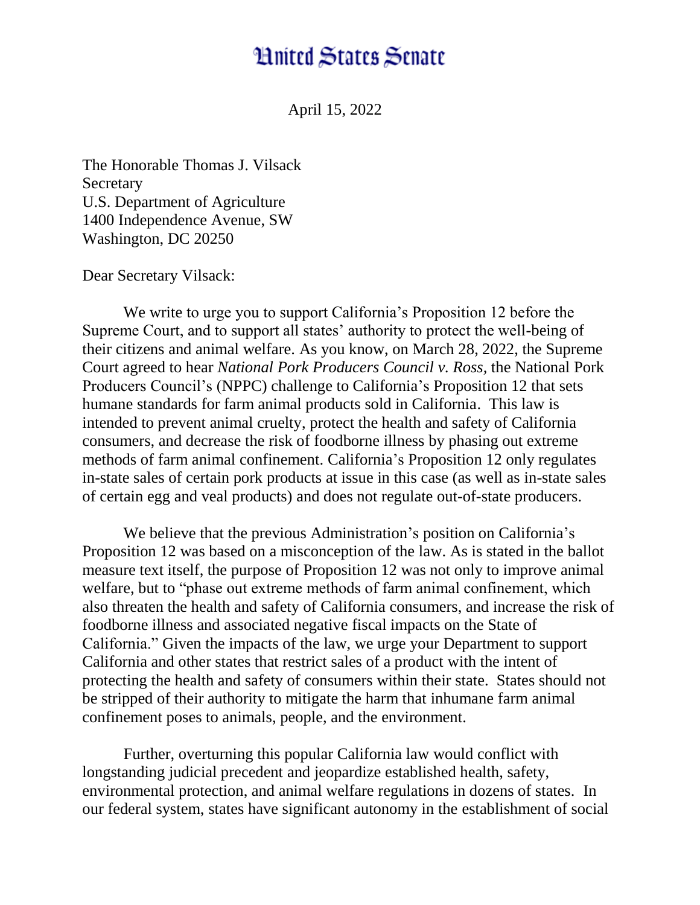# United States Senate

April 15, 2022

The Honorable Thomas J. Vilsack
Secretary
U.S. Department of Agriculture
1400 Independence Avenue, SW
Washington, DC 20250

Dear Secretary Vilsack:

We write to urge you to support California's Proposition 12 before the Supreme Court, and to support all states' authority to protect the well-being of their citizens and animal welfare. As you know, on March 28, 2022, the Supreme Court agreed to hear *National Pork Producers Council v. Ross,* the National Pork Producers Council's (NPPC) challenge to California's Proposition 12 that sets humane standards for farm animal products sold in California. This law is intended to prevent animal cruelty, protect the health and safety of California consumers, and decrease the risk of foodborne illness by phasing out extreme methods of farm animal confinement. California's Proposition 12 only regulates in-state sales of certain pork products at issue in this case (as well as in-state sales of certain egg and veal products) and does not regulate out-of-state producers.

We believe that the previous Administration's position on California's Proposition 12 was based on a misconception of the law. As is stated in the ballot measure text itself, the purpose of Proposition 12 was not only to improve animal welfare, but to "phase out extreme methods of farm animal confinement, which also threaten the health and safety of California consumers, and increase the risk of foodborne illness and associated negative fiscal impacts on the State of California." Given the impacts of the law, we urge your Department to support California and other states that restrict sales of a product with the intent of protecting the health and safety of consumers within their state. States should not be stripped of their authority to mitigate the harm that inhumane farm animal confinement poses to animals, people, and the environment.

Further, overturning this popular California law would conflict with longstanding judicial precedent and jeopardize established health, safety, environmental protection, and animal welfare regulations in dozens of states. In our federal system, states have significant autonomy in the establishment of social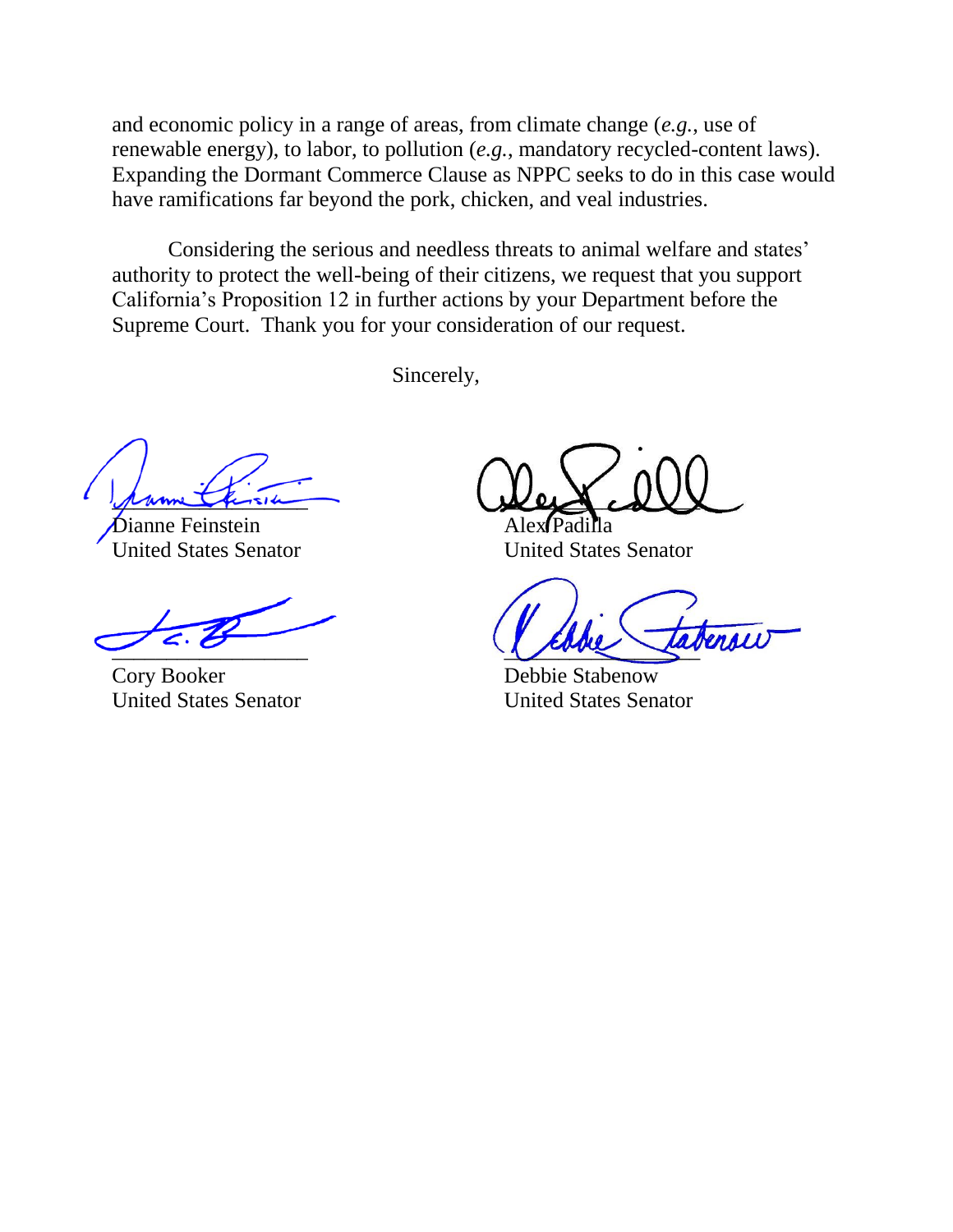and economic policy in a range of areas, from climate change (*e.g.*, use of renewable energy), to labor, to pollution (*e.g.*, mandatory recycled-content laws). Expanding the Dormant Commerce Clause as NPPC seeks to do in this case would have ramifications far beyond the pork, chicken, and veal industries.

Considering the serious and needless threats to animal welfare and states' authority to protect the well-being of their citizens, we request that you support California's Proposition 12 in further actions by your Department before the Supreme Court. Thank you for your consideration of our request.

Sincerely,

Dianne Feinstein
United States Senator

Alex Padilla
United States Senator

Cory Booker
United States Senator

Debbie Stabenow
United States Senator